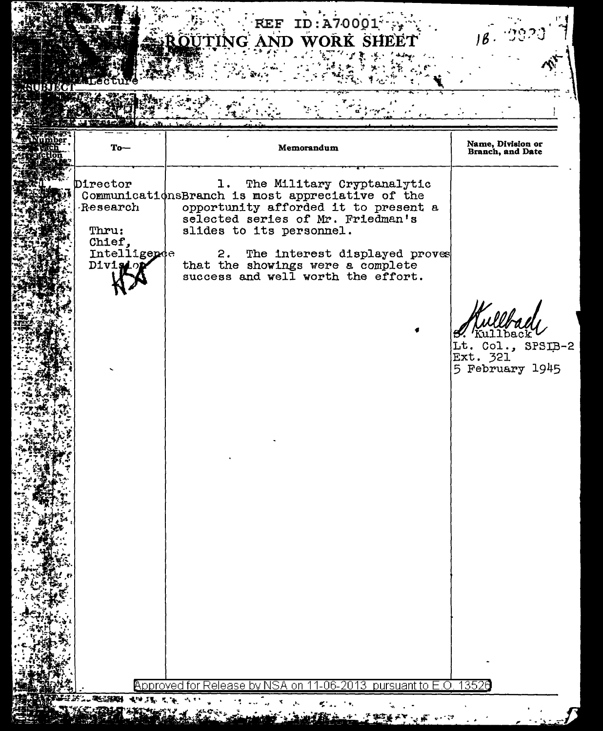REF ID:A70001

# ROUTING AND WORK SHEET

18 - 2270

SUBJECT Lecture

| To— | Memorandum | Name, Division or Branch, and Date |
|---|---|---|
| Director Communications Research<br><br>Thru:<br>Chief, Intelligence Division<br>HSA | 1. The Military Cryptanalytic Branch is most appreciative of the opportunity afforded it to present a selected series of Mr. Friedman's slides to its personnel.<br><br>2. The interest displayed proves that the showings were a complete success and well worth the effort. | S. Kullback<br>Lt. Col., SPSIB-2<br>Ext. 321<br>5 February 1945 |

Approved for Release by NSA on 11-06-2013 pursuant to E.O. 13526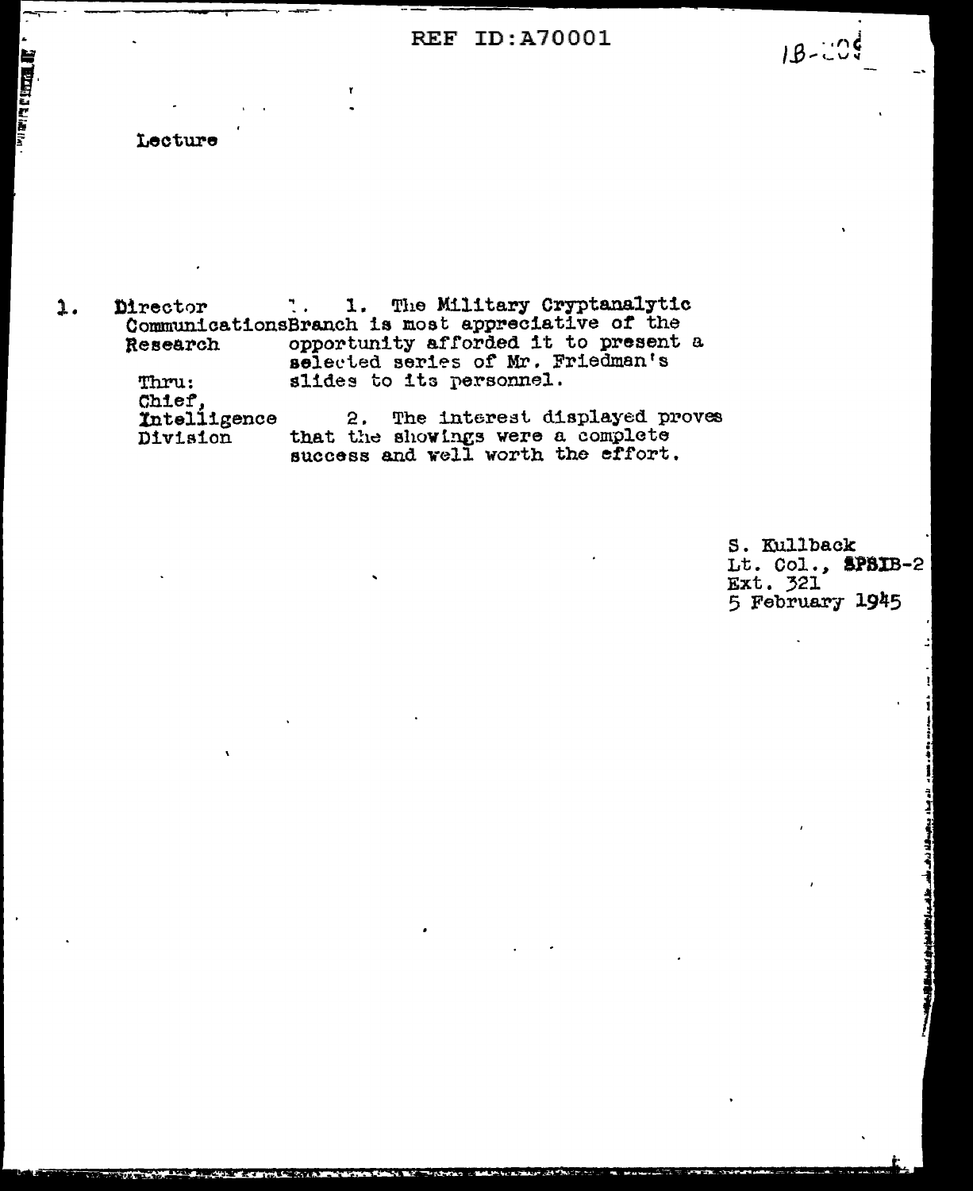REF ID:A70001

18-209

Lecture

1. Director Communications Research

Thru: Chief, Intelligence Division

1. The Military Cryptanalytic Branch is most appreciative of the opportunity afforded it to present a selected series of Mr. Friedman's slides to its personnel.

2. The interest displayed proves that the showings were a complete success and well worth the effort.

S. Kullback
Lt. Col., SPSIB-2
Ext. 321
5 February 1945